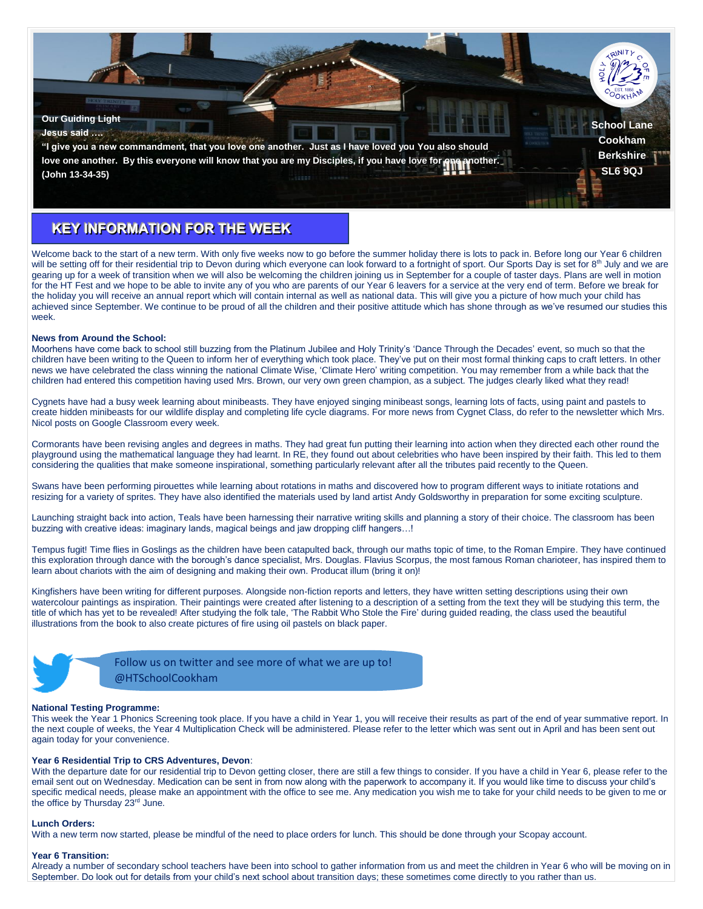**Our Guiding Light**

**Jesus said ….**

**"I give you a new commandment, that you love one another. Just as I have loved you You also should love one another. By this everyone will know that you are my Disciples, if you have love for one another. (John 13-34-35)**

**School Lane**
**Cookham**
**Berkshire**
**SL6 9QJ**

## KEY INFORMATION FOR THE WEEK

Welcome back to the start of a new term. With only five weeks now to go before the summer holiday there is lots to pack in. Before long our Year 6 children will be setting off for their residential trip to Devon during which everyone can look forward to a fortnight of sport. Our Sports Day is set for 8th July and we are gearing up for a week of transition when we will also be welcoming the children joining us in September for a couple of taster days. Plans are well in motion for the HT Fest and we hope to be able to invite any of you who are parents of our Year 6 leavers for a service at the very end of term. Before we break for the holiday you will receive an annual report which will contain internal as well as national data. This will give you a picture of how much your child has achieved since September. We continue to be proud of all the children and their positive attitude which has shone through as we've resumed our studies this week.

**News from Around the School:**

Moorhens have come back to school still buzzing from the Platinum Jubilee and Holy Trinity's 'Dance Through the Decades' event, so much so that the children have been writing to the Queen to inform her of everything which took place. They've put on their most formal thinking caps to craft letters. In other news we have celebrated the class winning the national Climate Wise, 'Climate Hero' writing competition. You may remember from a while back that the children had entered this competition having used Mrs. Brown, our very own green champion, as a subject. The judges clearly liked what they read!

Cygnets have had a busy week learning about minibeasts. They have enjoyed singing minibeast songs, learning lots of facts, using paint and pastels to create hidden minibeasts for our wildlife display and completing life cycle diagrams. For more news from Cygnet Class, do refer to the newsletter which Mrs. Nicol posts on Google Classroom every week.

Cormorants have been revising angles and degrees in maths. They had great fun putting their learning into action when they directed each other round the playground using the mathematical language they had learnt. In RE, they found out about celebrities who have been inspired by their faith. This led to them considering the qualities that make someone inspirational, something particularly relevant after all the tributes paid recently to the Queen.

Swans have been performing pirouettes while learning about rotations in maths and discovered how to program different ways to initiate rotations and resizing for a variety of sprites. They have also identified the materials used by land artist Andy Goldsworthy in preparation for some exciting sculpture.

Launching straight back into action, Teals have been harnessing their narrative writing skills and planning a story of their choice. The classroom has been buzzing with creative ideas: imaginary lands, magical beings and jaw dropping cliff hangers…!

Tempus fugit! Time flies in Goslings as the children have been catapulted back, through our maths topic of time, to the Roman Empire. They have continued this exploration through dance with the borough's dance specialist, Mrs. Douglas. Flavius Scorpus, the most famous Roman charioteer, has inspired them to learn about chariots with the aim of designing and making their own. Producat illum (bring it on)!

Kingfishers have been writing for different purposes. Alongside non-fiction reports and letters, they have written setting descriptions using their own watercolour paintings as inspiration. Their paintings were created after listening to a description of a setting from the text they will be studying this term, the title of which has yet to be revealed! After studying the folk tale, 'The Rabbit Who Stole the Fire' during guided reading, the class used the beautiful illustrations from the book to also create pictures of fire using oil pastels on black paper.

Follow us on twitter and see more of what we are up to!
@HTSchoolCookham

**National Testing Programme:**

This week the Year 1 Phonics Screening took place. If you have a child in Year 1, you will receive their results as part of the end of year summative report. In the next couple of weeks, the Year 4 Multiplication Check will be administered. Please refer to the letter which was sent out in April and has been sent out again today for your convenience.

**Year 6 Residential Trip to CRS Adventures, Devon**:

With the departure date for our residential trip to Devon getting closer, there are still a few things to consider. If you have a child in Year 6, please refer to the email sent out on Wednesday. Medication can be sent in from now along with the paperwork to accompany it. If you would like time to discuss your child's specific medical needs, please make an appointment with the office to see me. Any medication you wish me to take for your child needs to be given to me or the office by Thursday 23rd June.

**Lunch Orders:**

With a new term now started, please be mindful of the need to place orders for lunch. This should be done through your Scopay account.

**Year 6 Transition:**

Already a number of secondary school teachers have been into school to gather information from us and meet the children in Year 6 who will be moving on in September. Do look out for details from your child's next school about transition days; these sometimes come directly to you rather than us.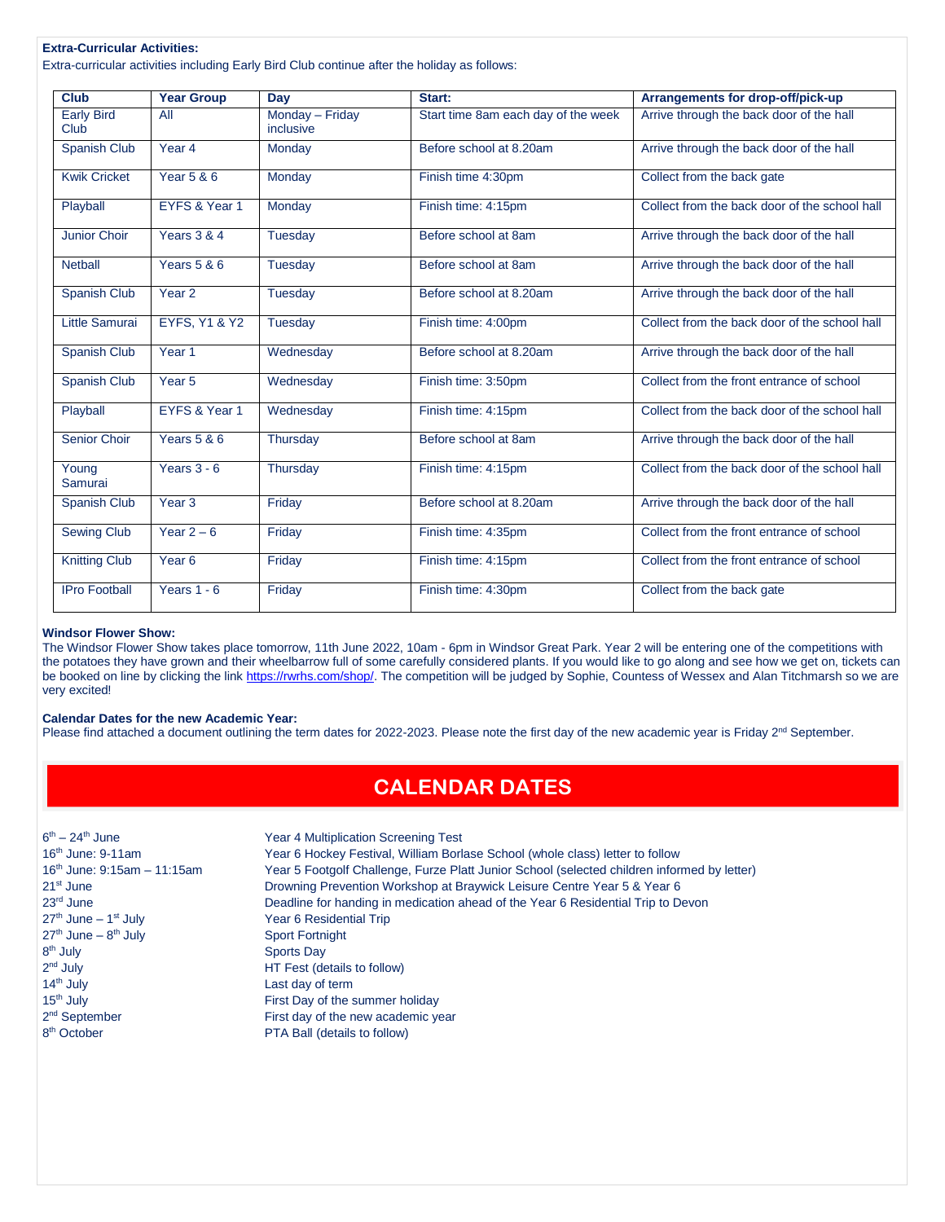**Extra-Curricular Activities:**

Extra-curricular activities including Early Bird Club continue after the holiday as follows:

| Club | Year Group | Day | Start: | Arrangements for drop-off/pick-up |
|---|---|---|---|---|
| Early Bird Club | All | Monday – Friday inclusive | Start time 8am each day of the week | Arrive through the back door of the hall |
| Spanish Club | Year 4 | Monday | Before school at 8.20am | Arrive through the back door of the hall |
| Kwik Cricket | Year 5 & 6 | Monday | Finish time 4:30pm | Collect from the back gate |
| Playball | EYFS & Year 1 | Monday | Finish time: 4:15pm | Collect from the back door of the school hall |
| Junior Choir | Years 3 & 4 | Tuesday | Before school at 8am | Arrive through the back door of the hall |
| Netball | Years 5 & 6 | Tuesday | Before school at 8am | Arrive through the back door of the hall |
| Spanish Club | Year 2 | Tuesday | Before school at 8.20am | Arrive through the back door of the hall |
| Little Samurai | EYFS, Y1 & Y2 | Tuesday | Finish time: 4:00pm | Collect from the back door of the school hall |
| Spanish Club | Year 1 | Wednesday | Before school at 8.20am | Arrive through the back door of the hall |
| Spanish Club | Year 5 | Wednesday | Finish time: 3:50pm | Collect from the front entrance of school |
| Playball | EYFS & Year 1 | Wednesday | Finish time: 4:15pm | Collect from the back door of the school hall |
| Senior Choir | Years 5 & 6 | Thursday | Before school at 8am | Arrive through the back door of the hall |
| Young Samurai | Years 3 - 6 | Thursday | Finish time: 4:15pm | Collect from the back door of the school hall |
| Spanish Club | Year 3 | Friday | Before school at 8.20am | Arrive through the back door of the hall |
| Sewing Club | Year 2 – 6 | Friday | Finish time: 4:35pm | Collect from the front entrance of school |
| Knitting Club | Year 6 | Friday | Finish time: 4:15pm | Collect from the front entrance of school |
| IPro Football | Years 1 - 6 | Friday | Finish time: 4:30pm | Collect from the back gate |

**Windsor Flower Show:**

The Windsor Flower Show takes place tomorrow, 11th June 2022, 10am - 6pm in Windsor Great Park. Year 2 will be entering one of the competitions with the potatoes they have grown and their wheelbarrow full of some carefully considered plants. If you would like to go along and see how we get on, tickets can be booked on line by clicking the link https://rwrhs.com/shop/. The competition will be judged by Sophie, Countess of Wessex and Alan Titchmarsh so we are very excited!

**Calendar Dates for the new Academic Year:**

Please find attached a document outlining the term dates for 2022-2023. Please note the first day of the new academic year is Friday 2nd September.

## CALENDAR DATES

| | |
|---|---|
| 6th – 24th June | Year 4 Multiplication Screening Test |
| 16th June: 9-11am | Year 6 Hockey Festival, William Borlase School (whole class) letter to follow |
| 16th June: 9:15am – 11:15am | Year 5 Footgolf Challenge, Furze Platt Junior School (selected children informed by letter) |
| 21st June | Drowning Prevention Workshop at Braywick Leisure Centre Year 5 & Year 6 |
| 23rd June | Deadline for handing in medication ahead of the Year 6 Residential Trip to Devon |
| 27th June – 1st July | Year 6 Residential Trip |
| 27th June – 8th July | Sport Fortnight |
| 8th July | Sports Day |
| 2nd July | HT Fest (details to follow) |
| 14th July | Last day of term |
| 15th July | First Day of the summer holiday |
| 2nd September | First day of the new academic year |
| 8th October | PTA Ball (details to follow) |